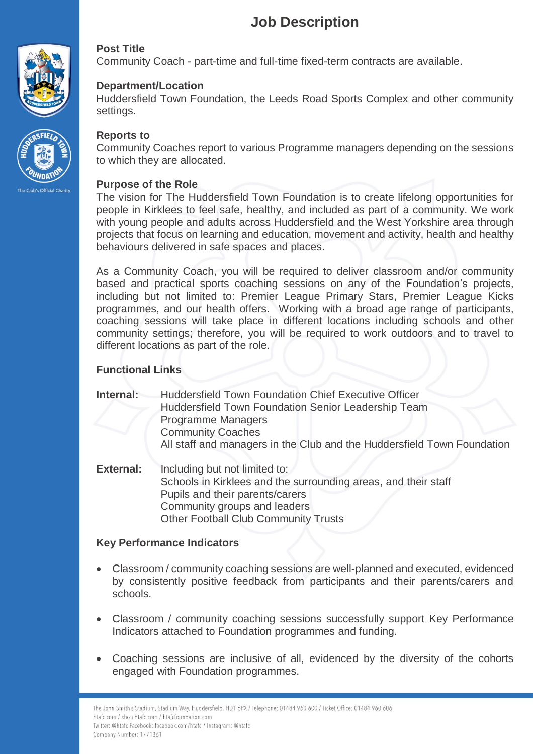# Job Description

**Post Title**
Community Coach - part-time and full-time fixed-term contracts are available.

**Department/Location**
Huddersfield Town Foundation, the Leeds Road Sports Complex and other community settings.

**Reports to**
Community Coaches report to various Programme managers depending on the sessions to which they are allocated.

**Purpose of the Role**
The vision for The Huddersfield Town Foundation is to create lifelong opportunities for people in Kirklees to feel safe, healthy, and included as part of a community. We work with young people and adults across Huddersfield and the West Yorkshire area through projects that focus on learning and education, movement and activity, health and healthy behaviours delivered in safe spaces and places.

As a Community Coach, you will be required to deliver classroom and/or community based and practical sports coaching sessions on any of the Foundation's projects, including but not limited to: Premier League Primary Stars, Premier League Kicks programmes, and our health offers. Working with a broad age range of participants, coaching sessions will take place in different locations including schools and other community settings; therefore, you will be required to work outdoors and to travel to different locations as part of the role.

**Functional Links**

**Internal:**
Huddersfield Town Foundation Chief Executive Officer
Huddersfield Town Foundation Senior Leadership Team
Programme Managers
Community Coaches
All staff and managers in the Club and the Huddersfield Town Foundation

**External:**
Including but not limited to:
Schools in Kirklees and the surrounding areas, and their staff
Pupils and their parents/carers
Community groups and leaders
Other Football Club Community Trusts

**Key Performance Indicators**

- Classroom / community coaching sessions are well-planned and executed, evidenced by consistently positive feedback from participants and their parents/carers and schools.
- Classroom / community coaching sessions successfully support Key Performance Indicators attached to Foundation programmes and funding.
- Coaching sessions are inclusive of all, evidenced by the diversity of the cohorts engaged with Foundation programmes.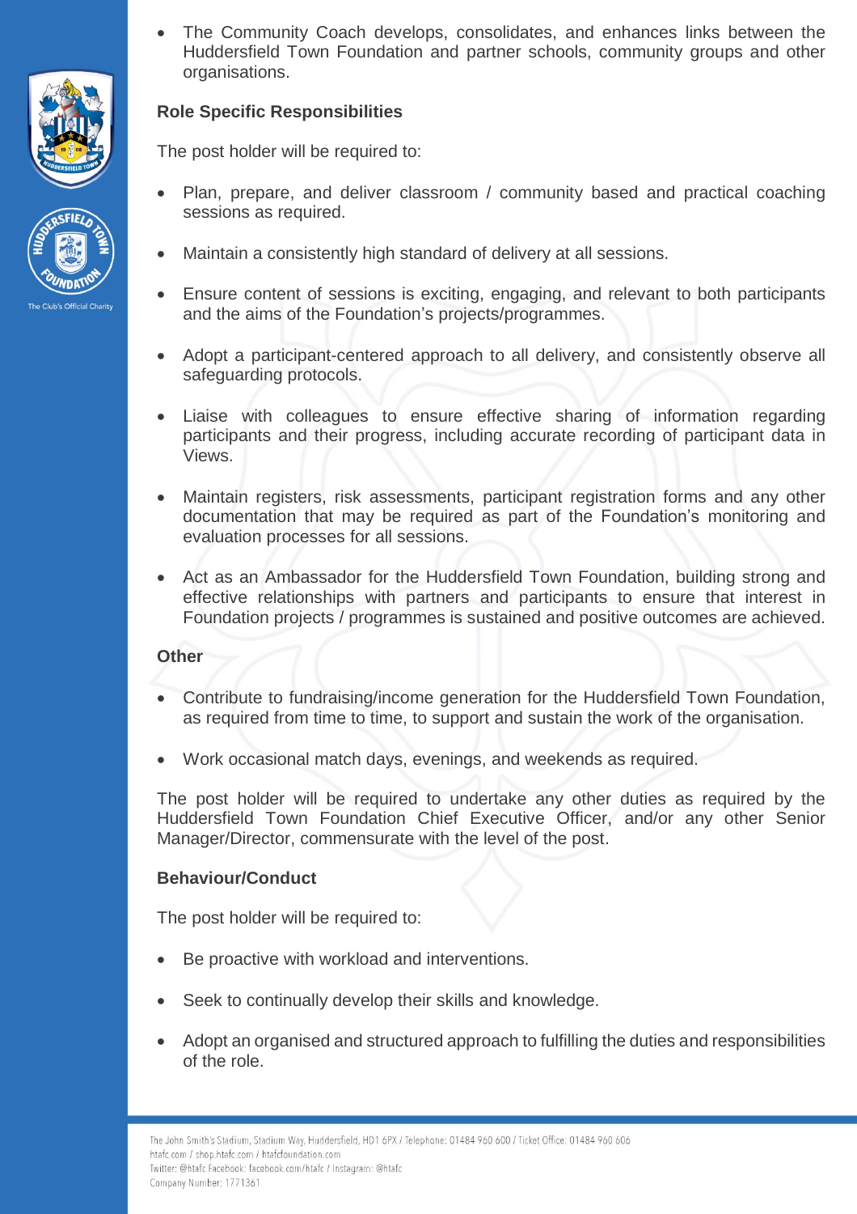- The Community Coach develops, consolidates, and enhances links between the Huddersfield Town Foundation and partner schools, community groups and other organisations.

**Role Specific Responsibilities**

The post holder will be required to:

- Plan, prepare, and deliver classroom / community based and practical coaching sessions as required.
- Maintain a consistently high standard of delivery at all sessions.
- Ensure content of sessions is exciting, engaging, and relevant to both participants and the aims of the Foundation's projects/programmes.
- Adopt a participant-centered approach to all delivery, and consistently observe all safeguarding protocols.
- Liaise with colleagues to ensure effective sharing of information regarding participants and their progress, including accurate recording of participant data in Views.
- Maintain registers, risk assessments, participant registration forms and any other documentation that may be required as part of the Foundation's monitoring and evaluation processes for all sessions.
- Act as an Ambassador for the Huddersfield Town Foundation, building strong and effective relationships with partners and participants to ensure that interest in Foundation projects / programmes is sustained and positive outcomes are achieved.

**Other**

- Contribute to fundraising/income generation for the Huddersfield Town Foundation, as required from time to time, to support and sustain the work of the organisation.
- Work occasional match days, evenings, and weekends as required.

The post holder will be required to undertake any other duties as required by the Huddersfield Town Foundation Chief Executive Officer, and/or any other Senior Manager/Director, commensurate with the level of the post.

**Behaviour/Conduct**

The post holder will be required to:

- Be proactive with workload and interventions.
- Seek to continually develop their skills and knowledge.
- Adopt an organised and structured approach to fulfilling the duties and responsibilities of the role.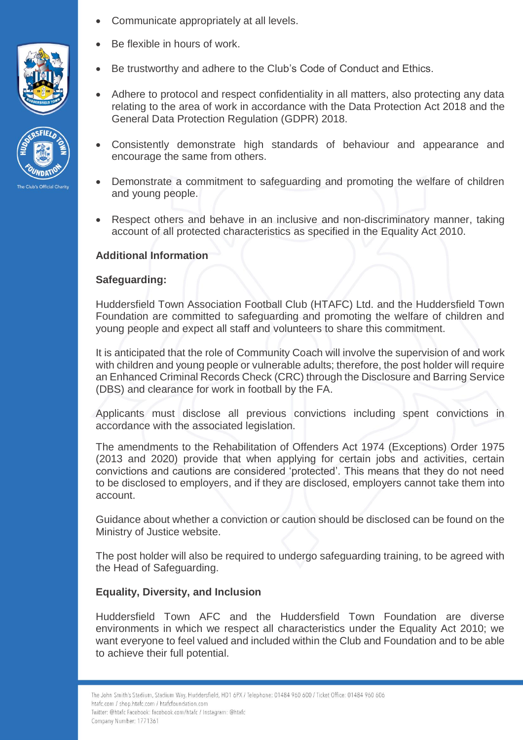- Communicate appropriately at all levels.
- Be flexible in hours of work.
- Be trustworthy and adhere to the Club's Code of Conduct and Ethics.
- Adhere to protocol and respect confidentiality in all matters, also protecting any data relating to the area of work in accordance with the Data Protection Act 2018 and the General Data Protection Regulation (GDPR) 2018.
- Consistently demonstrate high standards of behaviour and appearance and encourage the same from others.
- Demonstrate a commitment to safeguarding and promoting the welfare of children and young people.
- Respect others and behave in an inclusive and non-discriminatory manner, taking account of all protected characteristics as specified in the Equality Act 2010.

**Additional Information**

**Safeguarding:**

Huddersfield Town Association Football Club (HTAFC) Ltd. and the Huddersfield Town Foundation are committed to safeguarding and promoting the welfare of children and young people and expect all staff and volunteers to share this commitment.

It is anticipated that the role of Community Coach will involve the supervision of and work with children and young people or vulnerable adults; therefore, the post holder will require an Enhanced Criminal Records Check (CRC) through the Disclosure and Barring Service (DBS) and clearance for work in football by the FA.

Applicants must disclose all previous convictions including spent convictions in accordance with the associated legislation.

The amendments to the Rehabilitation of Offenders Act 1974 (Exceptions) Order 1975 (2013 and 2020) provide that when applying for certain jobs and activities, certain convictions and cautions are considered 'protected'. This means that they do not need to be disclosed to employers, and if they are disclosed, employers cannot take them into account.

Guidance about whether a conviction or caution should be disclosed can be found on the Ministry of Justice website.

The post holder will also be required to undergo safeguarding training, to be agreed with the Head of Safeguarding.

**Equality, Diversity, and Inclusion**

Huddersfield Town AFC and the Huddersfield Town Foundation are diverse environments in which we respect all characteristics under the Equality Act 2010; we want everyone to feel valued and included within the Club and Foundation and to be able to achieve their full potential.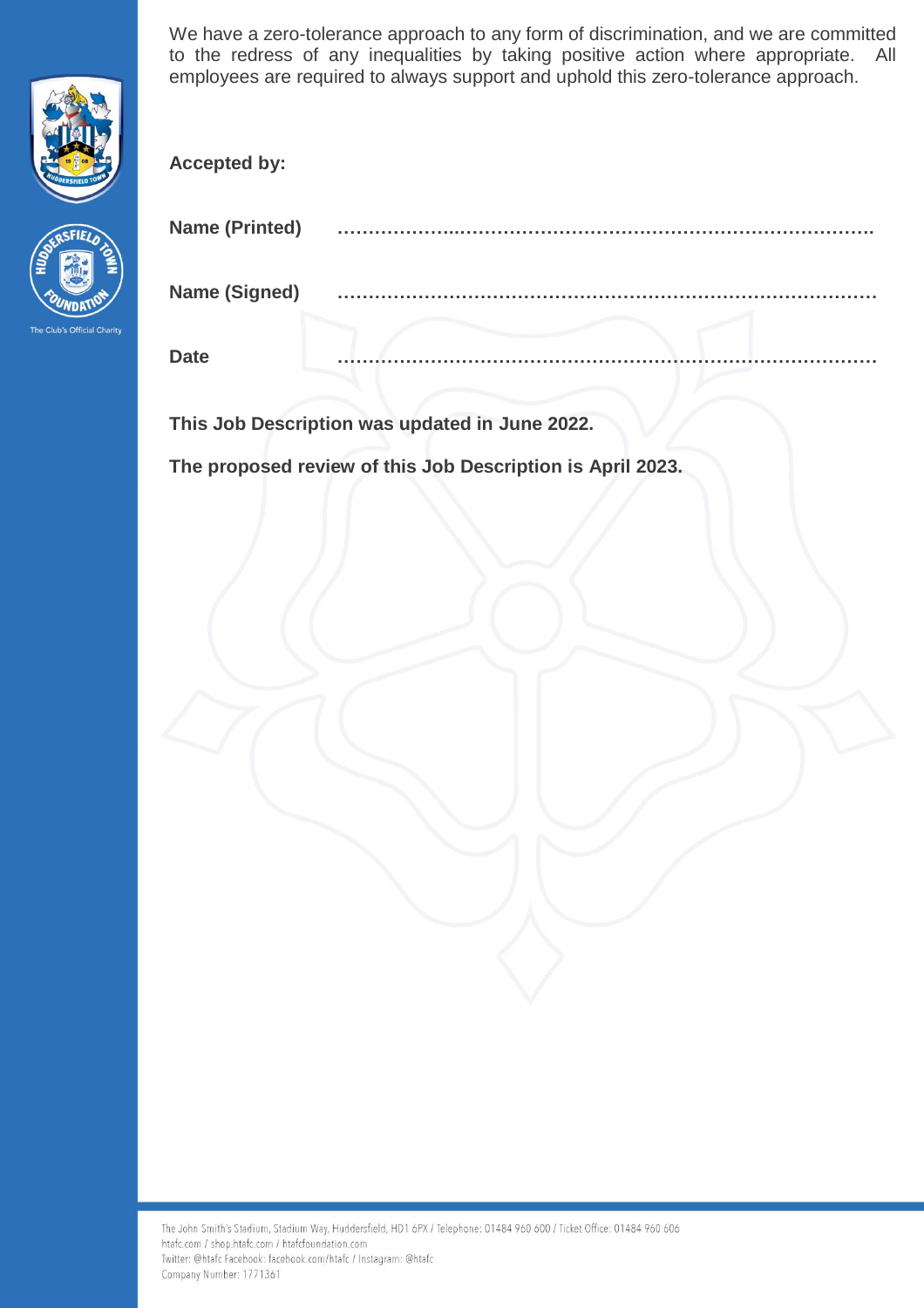We have a zero-tolerance approach to any form of discrimination, and we are committed to the redress of any inequalities by taking positive action where appropriate. All employees are required to always support and uphold this zero-tolerance approach.

**Accepted by:**

**Name (Printed)** ………………………………………………………………………………

**Name (Signed)** ………………………………………………………………………………

**Date** ………………………………………………………………………………

**This Job Description was updated in June 2022.**

**The proposed review of this Job Description is April 2023.**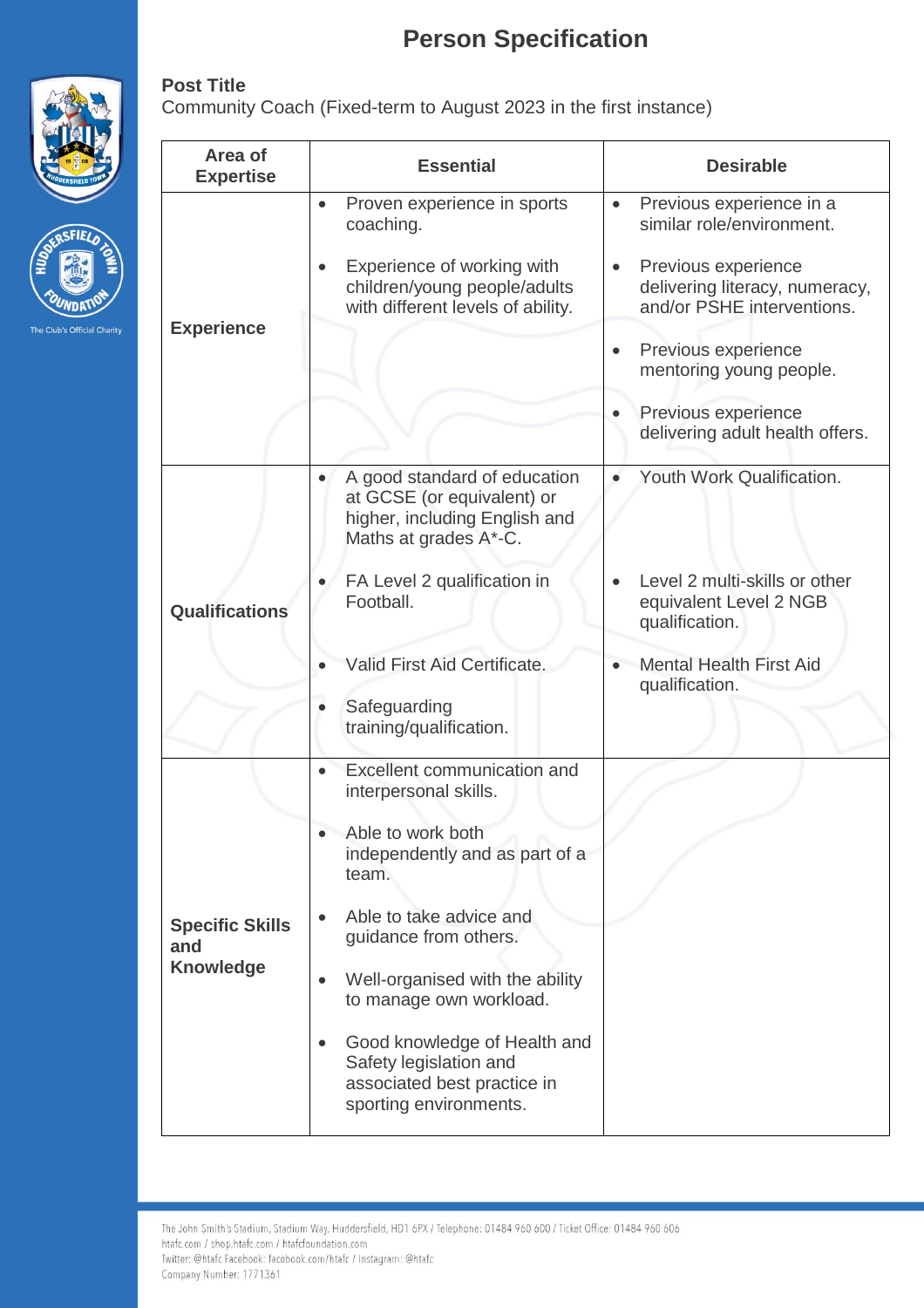# Person Specification

**Post Title**

Community Coach (Fixed-term to August 2023 in the first instance)

| Area of Expertise | Essential | Desirable |
|---|---|---|
| **Experience** | • Proven experience in sports coaching.<br>• Experience of working with children/young people/adults with different levels of ability. | • Previous experience in a similar role/environment.<br>• Previous experience delivering literacy, numeracy, and/or PSHE interventions.<br>• Previous experience mentoring young people.<br>• Previous experience delivering adult health offers. |
| **Qualifications** | • A good standard of education at GCSE (or equivalent) or higher, including English and Maths at grades A*-C.<br>• FA Level 2 qualification in Football.<br>• Valid First Aid Certificate.<br>• Safeguarding training/qualification. | • Youth Work Qualification.<br>• Level 2 multi-skills or other equivalent Level 2 NGB qualification.<br>• Mental Health First Aid qualification. |
| **Specific Skills and Knowledge** | • Excellent communication and interpersonal skills.<br>• Able to work both independently and as part of a team.<br>• Able to take advice and guidance from others.<br>• Well-organised with the ability to manage own workload.<br>• Good knowledge of Health and Safety legislation and associated best practice in sporting environments. | |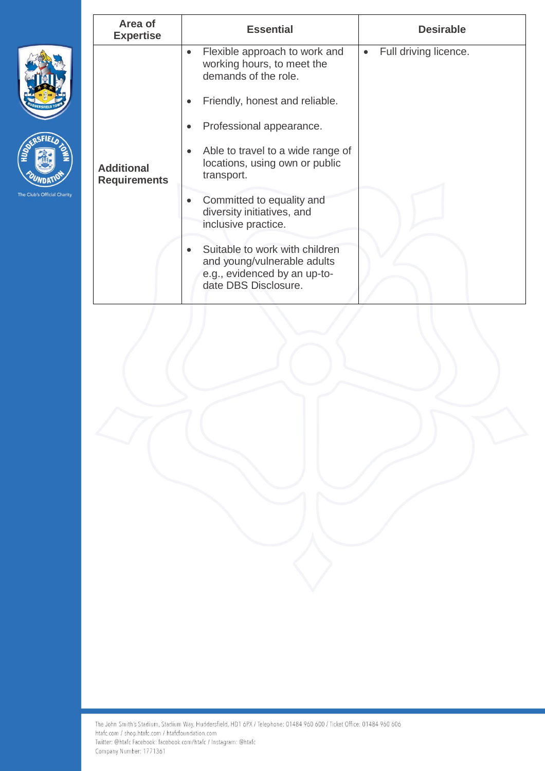| Area of Expertise | Essential | Desirable |
|---|---|---|
| **Additional Requirements** | • Flexible approach to work and working hours, to meet the demands of the role.<br>• Friendly, honest and reliable.<br>• Professional appearance.<br>• Able to travel to a wide range of locations, using own or public transport.<br>• Committed to equality and diversity initiatives, and inclusive practice.<br>• Suitable to work with children and young/vulnerable adults e.g., evidenced by an up-to-date DBS Disclosure. | • Full driving licence. |